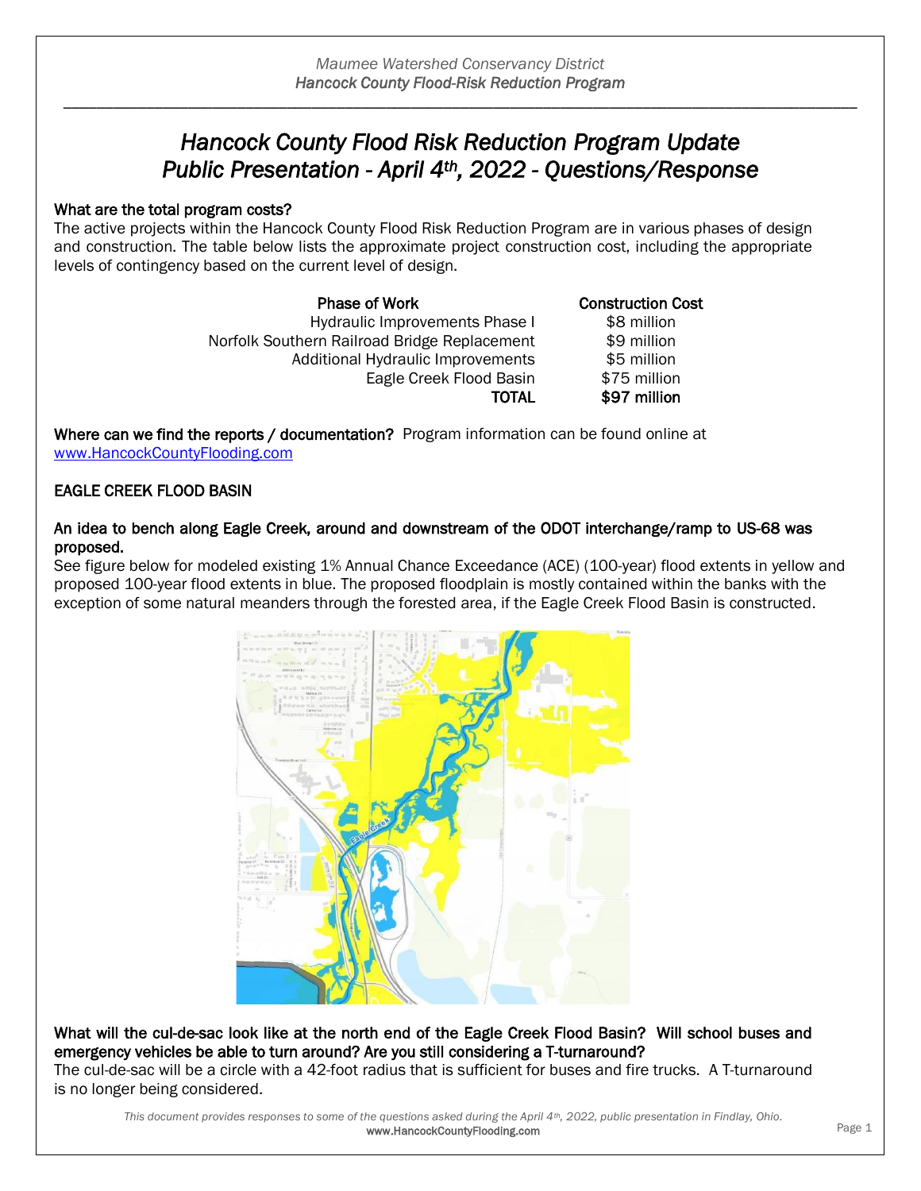# Hancock County Flood Risk Reduction Program Update
# Public Presentation - April 4th, 2022 - Questions/Response

**What are the total program costs?**
The active projects within the Hancock County Flood Risk Reduction Program are in various phases of design and construction. The table below lists the approximate project construction cost, including the appropriate levels of contingency based on the current level of design.

| Phase of Work | Construction Cost |
|---|---|
| Hydraulic Improvements Phase I | $8 million |
| Norfolk Southern Railroad Bridge Replacement | $9 million |
| Additional Hydraulic Improvements | $5 million |
| Eagle Creek Flood Basin | $75 million |
| **TOTAL** | **$97 million** |

**Where can we find the reports / documentation?** Program information can be found online at [www.HancockCountyFlooding.com](www.HancockCountyFlooding.com)

## EAGLE CREEK FLOOD BASIN

**An idea to bench along Eagle Creek, around and downstream of the ODOT interchange/ramp to US-68 was proposed.**
See figure below for modeled existing 1% Annual Chance Exceedance (ACE) (100-year) flood extents in yellow and proposed 100-year flood extents in blue. The proposed floodplain is mostly contained within the banks with the exception of some natural meanders through the forested area, if the Eagle Creek Flood Basin is constructed.

**What will the cul-de-sac look like at the north end of the Eagle Creek Flood Basin? Will school buses and emergency vehicles be able to turn around? Are you still considering a T-turnaround?**
The cul-de-sac will be a circle with a 42-foot radius that is sufficient for buses and fire trucks. A T-turnaround is no longer being considered.

*This document provides responses to some of the questions asked during the April 4th, 2022, public presentation in Findlay, Ohio.*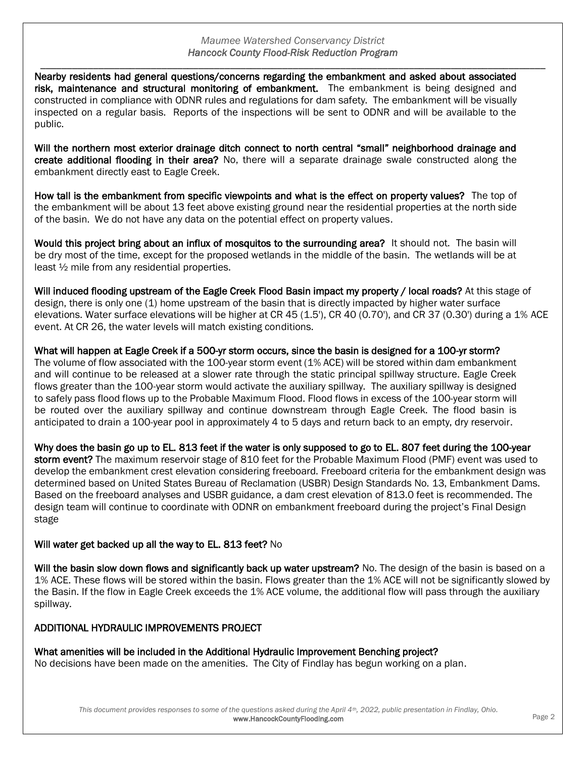**Nearby residents had general questions/concerns regarding the embankment and asked about associated risk, maintenance and structural monitoring of embankment.** The embankment is being designed and constructed in compliance with ODNR rules and regulations for dam safety. The embankment will be visually inspected on a regular basis. Reports of the inspections will be sent to ODNR and will be available to the public.

**Will the northern most exterior drainage ditch connect to north central "small" neighborhood drainage and create additional flooding in their area?** No, there will a separate drainage swale constructed along the embankment directly east to Eagle Creek.

**How tall is the embankment from specific viewpoints and what is the effect on property values?** The top of the embankment will be about 13 feet above existing ground near the residential properties at the north side of the basin. We do not have any data on the potential effect on property values.

**Would this project bring about an influx of mosquitos to the surrounding area?** It should not. The basin will be dry most of the time, except for the proposed wetlands in the middle of the basin. The wetlands will be at least ½ mile from any residential properties.

**Will induced flooding upstream of the Eagle Creek Flood Basin impact my property / local roads?** At this stage of design, there is only one (1) home upstream of the basin that is directly impacted by higher water surface elevations. Water surface elevations will be higher at CR 45 (1.5'), CR 40 (0.70'), and CR 37 (0.30') during a 1% ACE event. At CR 26, the water levels will match existing conditions.

**What will happen at Eagle Creek if a 500-yr storm occurs, since the basin is designed for a 100-yr storm?** The volume of flow associated with the 100-year storm event (1% ACE) will be stored within dam embankment and will continue to be released at a slower rate through the static principal spillway structure. Eagle Creek flows greater than the 100-year storm would activate the auxiliary spillway. The auxiliary spillway is designed to safely pass flood flows up to the Probable Maximum Flood. Flood flows in excess of the 100-year storm will be routed over the auxiliary spillway and continue downstream through Eagle Creek. The flood basin is anticipated to drain a 100-year pool in approximately 4 to 5 days and return back to an empty, dry reservoir.

**Why does the basin go up to EL. 813 feet if the water is only supposed to go to EL. 807 feet during the 100-year storm event?** The maximum reservoir stage of 810 feet for the Probable Maximum Flood (PMF) event was used to develop the embankment crest elevation considering freeboard. Freeboard criteria for the embankment design was determined based on United States Bureau of Reclamation (USBR) Design Standards No. 13, Embankment Dams. Based on the freeboard analyses and USBR guidance, a dam crest elevation of 813.0 feet is recommended. The design team will continue to coordinate with ODNR on embankment freeboard during the project's Final Design stage

**Will water get backed up all the way to EL. 813 feet?** No

**Will the basin slow down flows and significantly back up water upstream?** No. The design of the basin is based on a 1% ACE. These flows will be stored within the basin. Flows greater than the 1% ACE will not be significantly slowed by the Basin. If the flow in Eagle Creek exceeds the 1% ACE volume, the additional flow will pass through the auxiliary spillway.

## ADDITIONAL HYDRAULIC IMPROVEMENTS PROJECT

**What amenities will be included in the Additional Hydraulic Improvement Benching project?**
No decisions have been made on the amenities. The City of Findlay has begun working on a plan.

*This document provides responses to some of the questions asked during the April 4th, 2022, public presentation in Findlay, Ohio.*
www.HancockCountyFlooding.com